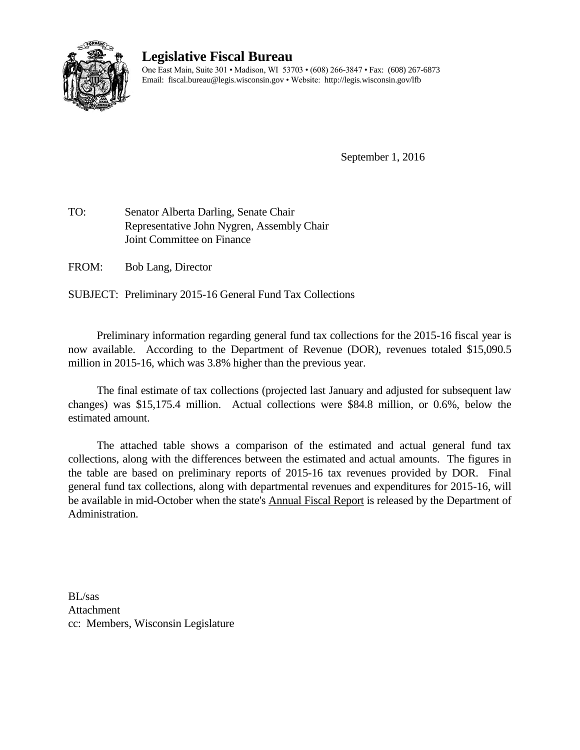# Legislative Fiscal Bureau

One East Main, Suite 301 • Madison, WI 53703 • (608) 266-3847 • Fax: (608) 267-6873
Email: fiscal.bureau@legis.wisconsin.gov • Website: http://legis.wisconsin.gov/lfb

September 1, 2016

TO: Senator Alberta Darling, Senate Chair
Representative John Nygren, Assembly Chair
Joint Committee on Finance

FROM: Bob Lang, Director

SUBJECT: Preliminary 2015-16 General Fund Tax Collections

Preliminary information regarding general fund tax collections for the 2015-16 fiscal year is now available. According to the Department of Revenue (DOR), revenues totaled $15,090.5 million in 2015-16, which was 3.8% higher than the previous year.

The final estimate of tax collections (projected last January and adjusted for subsequent law changes) was $15,175.4 million. Actual collections were $84.8 million, or 0.6%, below the estimated amount.

The attached table shows a comparison of the estimated and actual general fund tax collections, along with the differences between the estimated and actual amounts. The figures in the table are based on preliminary reports of 2015-16 tax revenues provided by DOR. Final general fund tax collections, along with departmental revenues and expenditures for 2015-16, will be available in mid-October when the state's Annual Fiscal Report is released by the Department of Administration.

BL/sas
Attachment
cc: Members, Wisconsin Legislature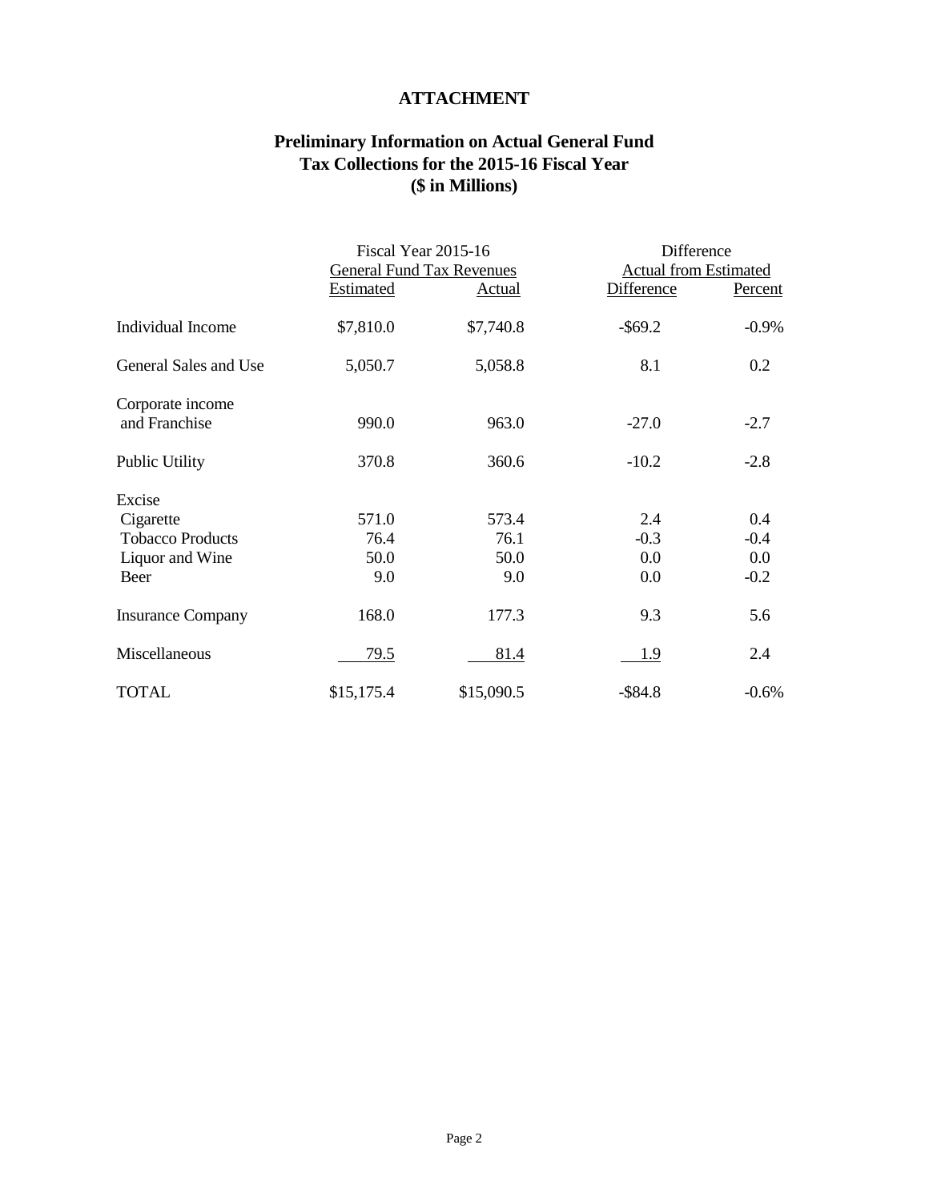# ATTACHMENT

## Preliminary Information on Actual General Fund Tax Collections for the 2015-16 Fiscal Year ($ in Millions)

| | Fiscal Year 2015-16 General Fund Tax Revenues | | Difference Actual from Estimated | |
|---|---|---|---|---|
| | Estimated | Actual | Difference | Percent |
| Individual Income | $7,810.0 | $7,740.8 | -$69.2 | -0.9% |
| General Sales and Use | 5,050.7 | 5,058.8 | 8.1 | 0.2 |
| Corporate income and Franchise | 990.0 | 963.0 | -27.0 | -2.7 |
| Public Utility | 370.8 | 360.6 | -10.2 | -2.8 |
| Excise | | | | |
| Cigarette | 571.0 | 573.4 | 2.4 | 0.4 |
| Tobacco Products | 76.4 | 76.1 | -0.3 | -0.4 |
| Liquor and Wine | 50.0 | 50.0 | 0.0 | 0.0 |
| Beer | 9.0 | 9.0 | 0.0 | -0.2 |
| Insurance Company | 168.0 | 177.3 | 9.3 | 5.6 |
| Miscellaneous | 79.5 | 81.4 | 1.9 | 2.4 |
| TOTAL | $15,175.4 | $15,090.5 | -$84.8 | -0.6% |